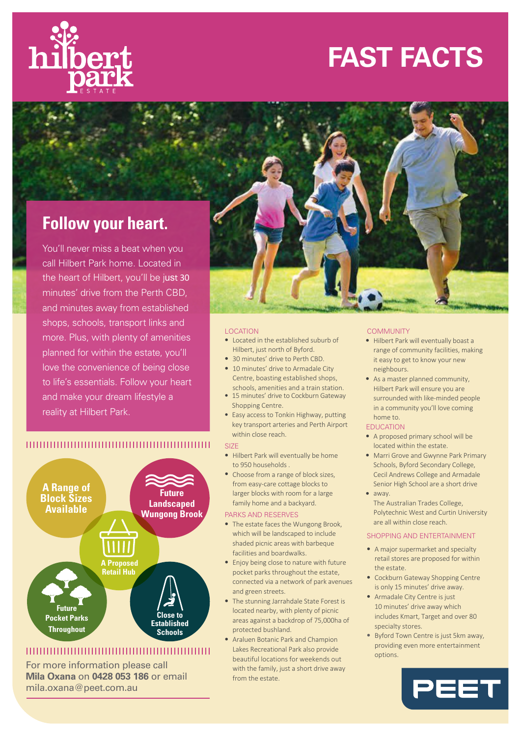hilbert park ESTATE

# FAST FACTS

## Follow your heart.

You'll never miss a beat when you call Hilbert Park home. Located in the heart of Hilbert, you'll be just 30 minutes' drive from the Perth CBD, and minutes away from established shops, schools, transport links and more. Plus, with plenty of amenities planned for within the estate, you'll love the convenience of being close to life's essentials. Follow your heart and make your dream lifestyle a reality at Hilbert Park.

A Range of Block Sizes Available

Future Landscaped Wungong Brook

A Proposed Retail Hub

Future Pocket Parks Throughout

Close to Established Schools

For more information please call **Mila Oxana** on **0428 053 186** or email mila.oxana@peet.com.au

### LOCATION

- Located in the established suburb of Hilbert, just north of Byford.
- 30 minutes' drive to Perth CBD.
- 10 minutes' drive to Armadale City Centre, boasting established shops, schools, amenities and a train station.
- 15 minutes' drive to Cockburn Gateway Shopping Centre.
- Easy access to Tonkin Highway, putting key transport arteries and Perth Airport within close reach.

### SIZE

- Hilbert Park will eventually be home to 950 households .
- Choose from a range of block sizes, from easy-care cottage blocks to larger blocks with room for a large family home and a backyard.

### PARKS AND RESERVES

- The estate faces the Wungong Brook, which will be landscaped to include shaded picnic areas with barbeque facilities and boardwalks.
- Enjoy being close to nature with future pocket parks throughout the estate, connected via a network of park avenues and green streets.
- The stunning Jarrahdale State Forest is located nearby, with plenty of picnic areas against a backdrop of 75,000ha of protected bushland.
- Araluen Botanic Park and Champion Lakes Recreational Park also provide beautiful locations for weekends out with the family, just a short drive away from the estate.

### COMMUNITY

- Hilbert Park will eventually boast a range of community facilities, making it easy to get to know your new neighbours.
- As a master planned community, Hilbert Park will ensure you are surrounded with like-minded people in a community you'll love coming home to.

### EDUCATION

- A proposed primary school will be located within the estate.
- Marri Grove and Gwynne Park Primary Schools, Byford Secondary College, Cecil Andrews College and Armadale Senior High School are a short drive
- away.
  The Australian Trades College, Polytechnic West and Curtin University are all within close reach.

### SHOPPING AND ENTERTAINMENT

- A major supermarket and specialty retail stores are proposed for within the estate.
- Cockburn Gateway Shopping Centre is only 15 minutes' drive away.
- Armadale City Centre is just 10 minutes' drive away which includes Kmart, Target and over 80 specialty stores.
- Byford Town Centre is just 5km away, providing even more entertainment options.

PEET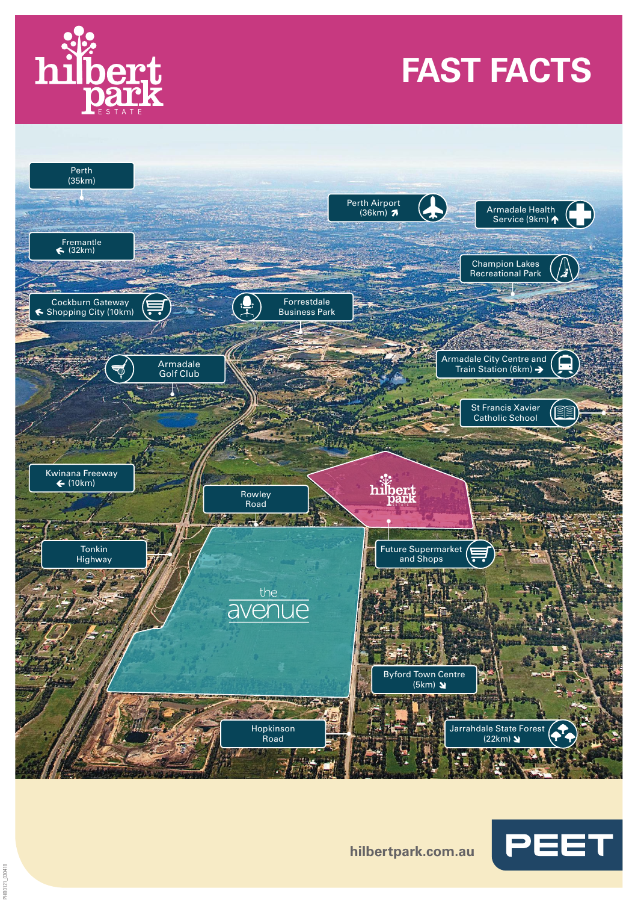# hilbert park ESTATE

# FAST FACTS

Perth (35km)

Perth Airport (36km)

Armadale Health Service (9km)

Fremantle (32km)

Champion Lakes Recreational Park

Cockburn Gateway Shopping City (10km)

Forrestdale Business Park

Armadale Golf Club

Armadale City Centre and Train Station (6km)

St Francis Xavier Catholic School

Kwinana Freeway (10km)

Rowley Road

hilbert park

Tonkin Highway

Future Supermarket and Shops

the avenue

Byford Town Centre (5km)

Hopkinson Road

Jarrahdale State Forest (22km)

hilbertpark.com.au

PEET